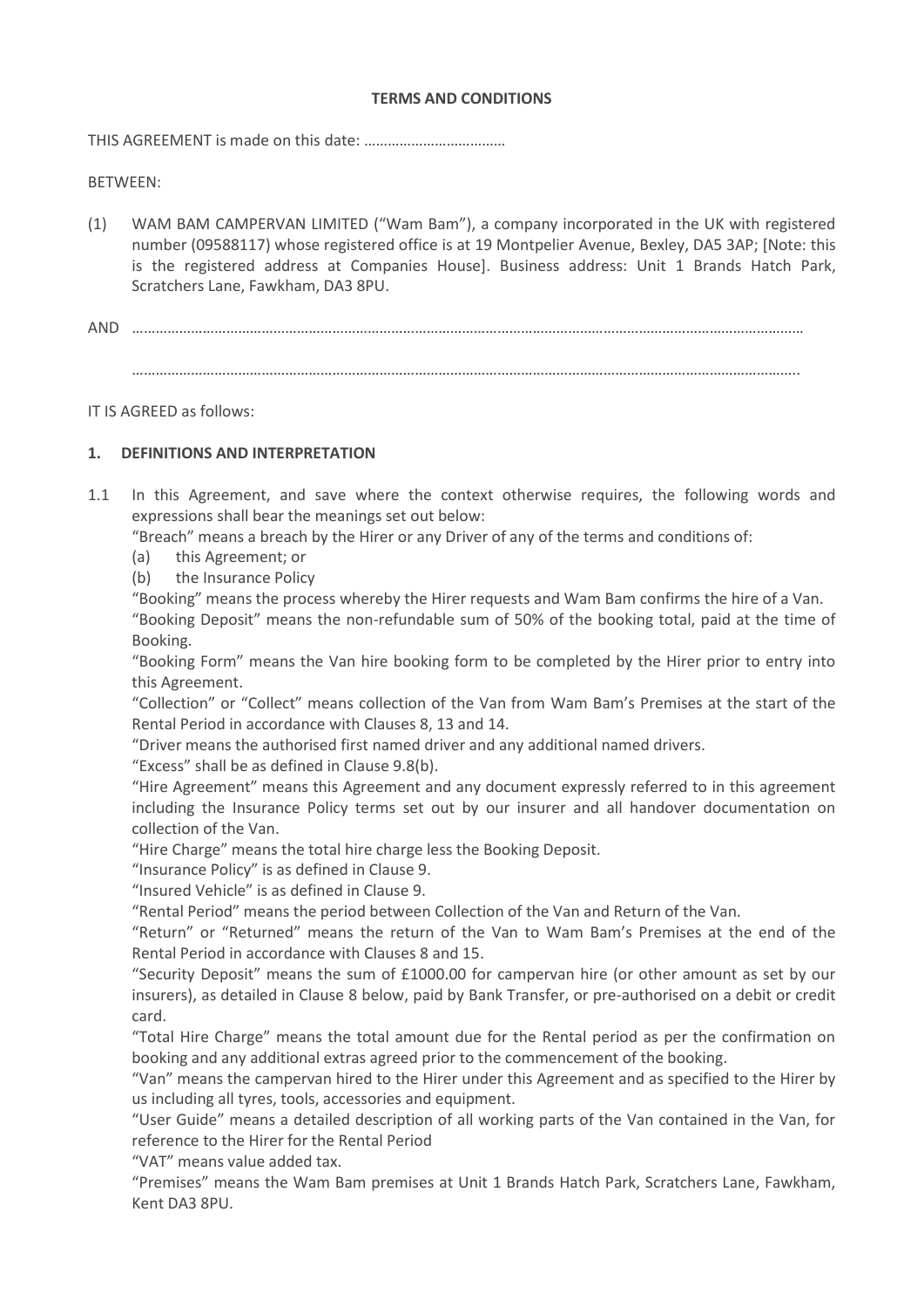**TERMS AND CONDITIONS**

THIS AGREEMENT is made on this date: ………………………………

BETWEEN:

(1) WAM BAM CAMPERVAN LIMITED ("Wam Bam"), a company incorporated in the UK with registered number (09588117) whose registered office is at 19 Montpelier Avenue, Bexley, DA5 3AP; [Note: this is the registered address at Companies House]. Business address: Unit 1 Brands Hatch Park, Scratchers Lane, Fawkham, DA3 8PU.

AND ……………………………………………………………………………………………………………………………………………………

……………………………………………………………………………………………………………………………………………………

IT IS AGREED as follows:

## 1. DEFINITIONS AND INTERPRETATION

1.1 In this Agreement, and save where the context otherwise requires, the following words and expressions shall bear the meanings set out below:

"Breach" means a breach by the Hirer or any Driver of any of the terms and conditions of:

(a) this Agreement; or

(b) the Insurance Policy

"Booking" means the process whereby the Hirer requests and Wam Bam confirms the hire of a Van.

"Booking Deposit" means the non-refundable sum of 50% of the booking total, paid at the time of Booking.

"Booking Form" means the Van hire booking form to be completed by the Hirer prior to entry into this Agreement.

"Collection" or "Collect" means collection of the Van from Wam Bam's Premises at the start of the Rental Period in accordance with Clauses 8, 13 and 14.

"Driver means the authorised first named driver and any additional named drivers.

"Excess" shall be as defined in Clause 9.8(b).

"Hire Agreement" means this Agreement and any document expressly referred to in this agreement including the Insurance Policy terms set out by our insurer and all handover documentation on collection of the Van.

"Hire Charge" means the total hire charge less the Booking Deposit.

"Insurance Policy" is as defined in Clause 9.

"Insured Vehicle" is as defined in Clause 9.

"Rental Period" means the period between Collection of the Van and Return of the Van.

"Return" or "Returned" means the return of the Van to Wam Bam's Premises at the end of the Rental Period in accordance with Clauses 8 and 15.

"Security Deposit" means the sum of £1000.00 for campervan hire (or other amount as set by our insurers), as detailed in Clause 8 below, paid by Bank Transfer, or pre-authorised on a debit or credit card.

"Total Hire Charge" means the total amount due for the Rental period as per the confirmation on booking and any additional extras agreed prior to the commencement of the booking.

"Van" means the campervan hired to the Hirer under this Agreement and as specified to the Hirer by us including all tyres, tools, accessories and equipment.

"User Guide" means a detailed description of all working parts of the Van contained in the Van, for reference to the Hirer for the Rental Period

"VAT" means value added tax.

"Premises" means the Wam Bam premises at Unit 1 Brands Hatch Park, Scratchers Lane, Fawkham, Kent DA3 8PU.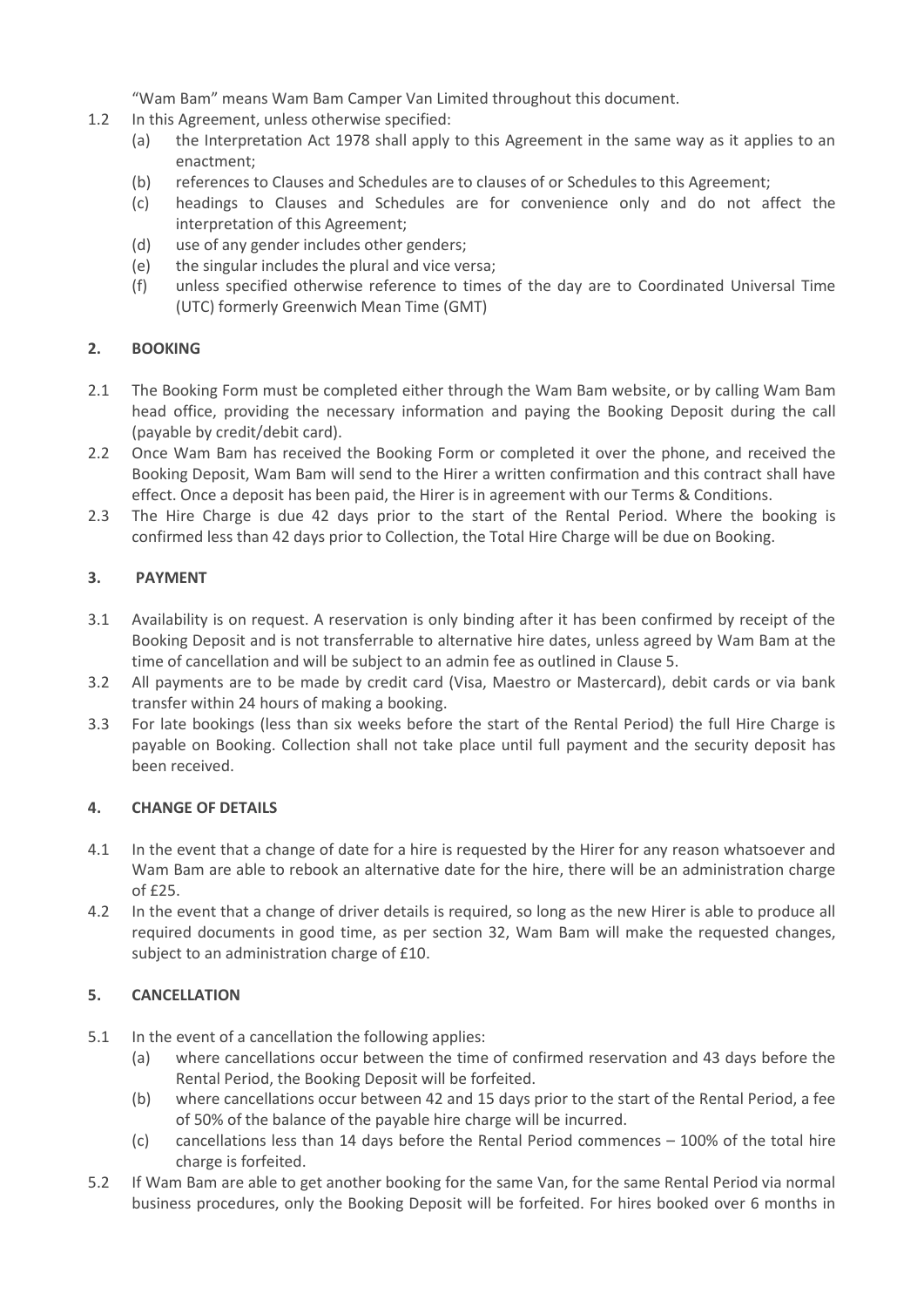"Wam Bam" means Wam Bam Camper Van Limited throughout this document.

1.2 In this Agreement, unless otherwise specified:
   - (a) the Interpretation Act 1978 shall apply to this Agreement in the same way as it applies to an enactment;
   - (b) references to Clauses and Schedules are to clauses of or Schedules to this Agreement;
   - (c) headings to Clauses and Schedules are for convenience only and do not affect the interpretation of this Agreement;
   - (d) use of any gender includes other genders;
   - (e) the singular includes the plural and vice versa;
   - (f) unless specified otherwise reference to times of the day are to Coordinated Universal Time (UTC) formerly Greenwich Mean Time (GMT)

## 2. BOOKING

2.1 The Booking Form must be completed either through the Wam Bam website, or by calling Wam Bam head office, providing the necessary information and paying the Booking Deposit during the call (payable by credit/debit card).

2.2 Once Wam Bam has received the Booking Form or completed it over the phone, and received the Booking Deposit, Wam Bam will send to the Hirer a written confirmation and this contract shall have effect. Once a deposit has been paid, the Hirer is in agreement with our Terms & Conditions.

2.3 The Hire Charge is due 42 days prior to the start of the Rental Period. Where the booking is confirmed less than 42 days prior to Collection, the Total Hire Charge will be due on Booking.

## 3. PAYMENT

3.1 Availability is on request. A reservation is only binding after it has been confirmed by receipt of the Booking Deposit and is not transferrable to alternative hire dates, unless agreed by Wam Bam at the time of cancellation and will be subject to an admin fee as outlined in Clause 5.

3.2 All payments are to be made by credit card (Visa, Maestro or Mastercard), debit cards or via bank transfer within 24 hours of making a booking.

3.3 For late bookings (less than six weeks before the start of the Rental Period) the full Hire Charge is payable on Booking. Collection shall not take place until full payment and the security deposit has been received.

## 4. CHANGE OF DETAILS

4.1 In the event that a change of date for a hire is requested by the Hirer for any reason whatsoever and Wam Bam are able to rebook an alternative date for the hire, there will be an administration charge of £25.

4.2 In the event that a change of driver details is required, so long as the new Hirer is able to produce all required documents in good time, as per section 32, Wam Bam will make the requested changes, subject to an administration charge of £10.

## 5. CANCELLATION

5.1 In the event of a cancellation the following applies:
   - (a) where cancellations occur between the time of confirmed reservation and 43 days before the Rental Period, the Booking Deposit will be forfeited.
   - (b) where cancellations occur between 42 and 15 days prior to the start of the Rental Period, a fee of 50% of the balance of the payable hire charge will be incurred.
   - (c) cancellations less than 14 days before the Rental Period commences – 100% of the total hire charge is forfeited.

5.2 If Wam Bam are able to get another booking for the same Van, for the same Rental Period via normal business procedures, only the Booking Deposit will be forfeited. For hires booked over 6 months in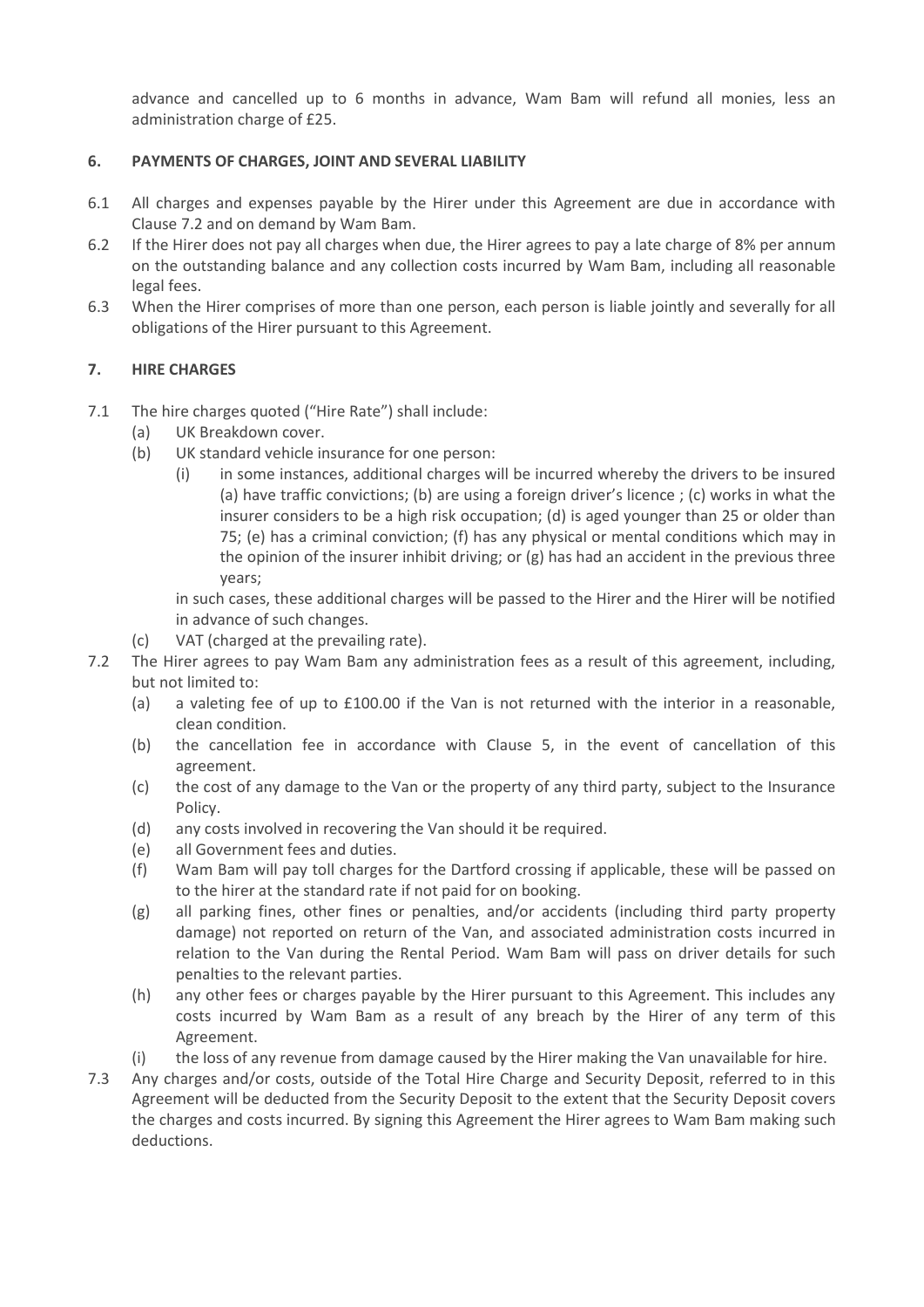advance and cancelled up to 6 months in advance, Wam Bam will refund all monies, less an administration charge of £25.

## 6. PAYMENTS OF CHARGES, JOINT AND SEVERAL LIABILITY

6.1 All charges and expenses payable by the Hirer under this Agreement are due in accordance with Clause 7.2 and on demand by Wam Bam.

6.2 If the Hirer does not pay all charges when due, the Hirer agrees to pay a late charge of 8% per annum on the outstanding balance and any collection costs incurred by Wam Bam, including all reasonable legal fees.

6.3 When the Hirer comprises of more than one person, each person is liable jointly and severally for all obligations of the Hirer pursuant to this Agreement.

## 7. HIRE CHARGES

7.1 The hire charges quoted ("Hire Rate") shall include:

- (a) UK Breakdown cover.
- (b) UK standard vehicle insurance for one person:
  - (i) in some instances, additional charges will be incurred whereby the drivers to be insured (a) have traffic convictions; (b) are using a foreign driver's licence ; (c) works in what the insurer considers to be a high risk occupation; (d) is aged younger than 25 or older than 75; (e) has a criminal conviction; (f) has any physical or mental conditions which may in the opinion of the insurer inhibit driving; or (g) has had an accident in the previous three years;

  in such cases, these additional charges will be passed to the Hirer and the Hirer will be notified in advance of such changes.
- (c) VAT (charged at the prevailing rate).

7.2 The Hirer agrees to pay Wam Bam any administration fees as a result of this agreement, including, but not limited to:

- (a) a valeting fee of up to £100.00 if the Van is not returned with the interior in a reasonable, clean condition.
- (b) the cancellation fee in accordance with Clause 5, in the event of cancellation of this agreement.
- (c) the cost of any damage to the Van or the property of any third party, subject to the Insurance Policy.
- (d) any costs involved in recovering the Van should it be required.
- (e) all Government fees and duties.
- (f) Wam Bam will pay toll charges for the Dartford crossing if applicable, these will be passed on to the hirer at the standard rate if not paid for on booking.
- (g) all parking fines, other fines or penalties, and/or accidents (including third party property damage) not reported on return of the Van, and associated administration costs incurred in relation to the Van during the Rental Period. Wam Bam will pass on driver details for such penalties to the relevant parties.
- (h) any other fees or charges payable by the Hirer pursuant to this Agreement. This includes any costs incurred by Wam Bam as a result of any breach by the Hirer of any term of this Agreement.
- (i) the loss of any revenue from damage caused by the Hirer making the Van unavailable for hire.

7.3 Any charges and/or costs, outside of the Total Hire Charge and Security Deposit, referred to in this Agreement will be deducted from the Security Deposit to the extent that the Security Deposit covers the charges and costs incurred. By signing this Agreement the Hirer agrees to Wam Bam making such deductions.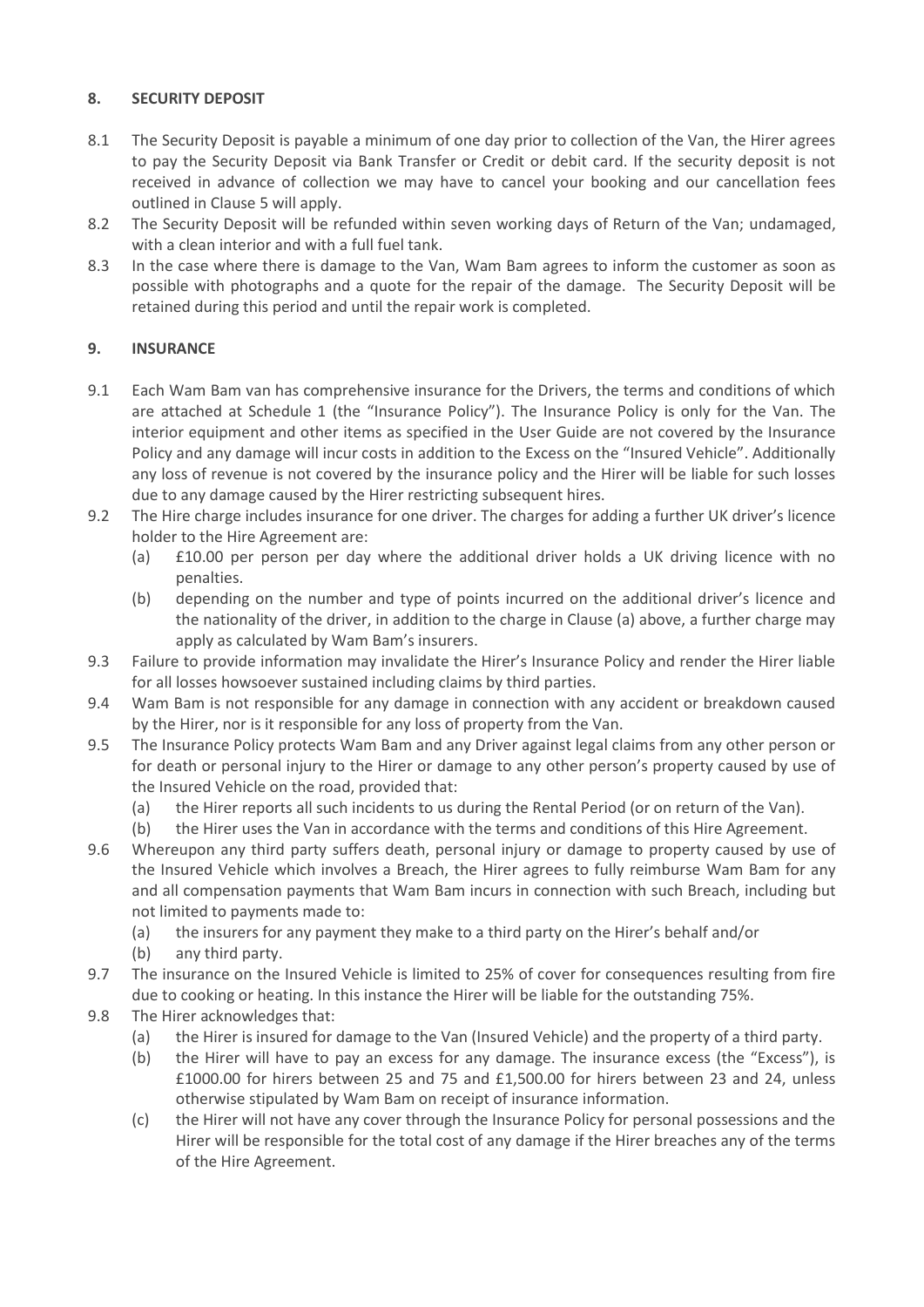## 8. SECURITY DEPOSIT

8.1 The Security Deposit is payable a minimum of one day prior to collection of the Van, the Hirer agrees to pay the Security Deposit via Bank Transfer or Credit or debit card. If the security deposit is not received in advance of collection we may have to cancel your booking and our cancellation fees outlined in Clause 5 will apply.

8.2 The Security Deposit will be refunded within seven working days of Return of the Van; undamaged, with a clean interior and with a full fuel tank.

8.3 In the case where there is damage to the Van, Wam Bam agrees to inform the customer as soon as possible with photographs and a quote for the repair of the damage. The Security Deposit will be retained during this period and until the repair work is completed.

## 9. INSURANCE

9.1 Each Wam Bam van has comprehensive insurance for the Drivers, the terms and conditions of which are attached at Schedule 1 (the "Insurance Policy"). The Insurance Policy is only for the Van. The interior equipment and other items as specified in the User Guide are not covered by the Insurance Policy and any damage will incur costs in addition to the Excess on the "Insured Vehicle". Additionally any loss of revenue is not covered by the insurance policy and the Hirer will be liable for such losses due to any damage caused by the Hirer restricting subsequent hires.

9.2 The Hire charge includes insurance for one driver. The charges for adding a further UK driver's licence holder to the Hire Agreement are:
   - (a) £10.00 per person per day where the additional driver holds a UK driving licence with no penalties.
   - (b) depending on the number and type of points incurred on the additional driver's licence and the nationality of the driver, in addition to the charge in Clause (a) above, a further charge may apply as calculated by Wam Bam's insurers.

9.3 Failure to provide information may invalidate the Hirer's Insurance Policy and render the Hirer liable for all losses howsoever sustained including claims by third parties.

9.4 Wam Bam is not responsible for any damage in connection with any accident or breakdown caused by the Hirer, nor is it responsible for any loss of property from the Van.

9.5 The Insurance Policy protects Wam Bam and any Driver against legal claims from any other person or for death or personal injury to the Hirer or damage to any other person's property caused by use of the Insured Vehicle on the road, provided that:
   - (a) the Hirer reports all such incidents to us during the Rental Period (or on return of the Van).
   - (b) the Hirer uses the Van in accordance with the terms and conditions of this Hire Agreement.

9.6 Whereupon any third party suffers death, personal injury or damage to property caused by use of the Insured Vehicle which involves a Breach, the Hirer agrees to fully reimburse Wam Bam for any and all compensation payments that Wam Bam incurs in connection with such Breach, including but not limited to payments made to:
   - (a) the insurers for any payment they make to a third party on the Hirer's behalf and/or
   - (b) any third party.

9.7 The insurance on the Insured Vehicle is limited to 25% of cover for consequences resulting from fire due to cooking or heating. In this instance the Hirer will be liable for the outstanding 75%.

9.8 The Hirer acknowledges that:
   - (a) the Hirer is insured for damage to the Van (Insured Vehicle) and the property of a third party.
   - (b) the Hirer will have to pay an excess for any damage. The insurance excess (the "Excess"), is £1000.00 for hirers between 25 and 75 and £1,500.00 for hirers between 23 and 24, unless otherwise stipulated by Wam Bam on receipt of insurance information.
   - (c) the Hirer will not have any cover through the Insurance Policy for personal possessions and the Hirer will be responsible for the total cost of any damage if the Hirer breaches any of the terms of the Hire Agreement.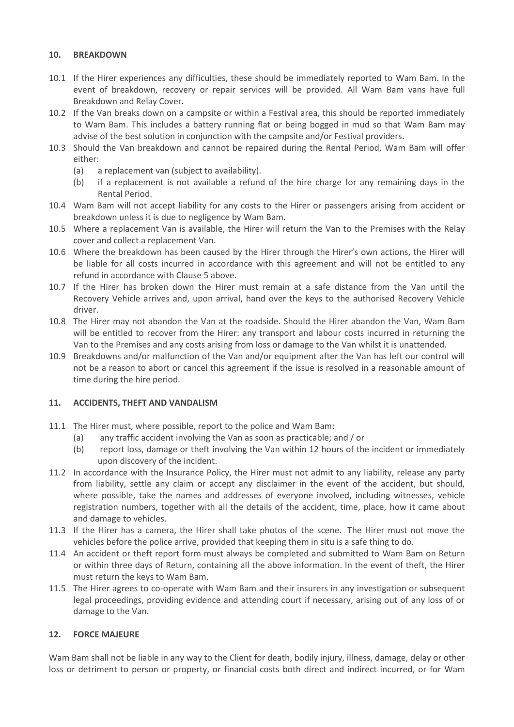## 10. BREAKDOWN

10.1 If the Hirer experiences any difficulties, these should be immediately reported to Wam Bam. In the event of breakdown, recovery or repair services will be provided. All Wam Bam vans have full Breakdown and Relay Cover.

10.2 If the Van breaks down on a campsite or within a Festival area, this should be reported immediately to Wam Bam. This includes a battery running flat or being bogged in mud so that Wam Bam may advise of the best solution in conjunction with the campsite and/or Festival providers.

10.3 Should the Van breakdown and cannot be repaired during the Rental Period, Wam Bam will offer either:

- (a) a replacement van (subject to availability).
- (b) if a replacement is not available a refund of the hire charge for any remaining days in the Rental Period.

10.4 Wam Bam will not accept liability for any costs to the Hirer or passengers arising from accident or breakdown unless it is due to negligence by Wam Bam.

10.5 Where a replacement Van is available, the Hirer will return the Van to the Premises with the Relay cover and collect a replacement Van.

10.6 Where the breakdown has been caused by the Hirer through the Hirer's own actions, the Hirer will be liable for all costs incurred in accordance with this agreement and will not be entitled to any refund in accordance with Clause 5 above.

10.7 If the Hirer has broken down the Hirer must remain at a safe distance from the Van until the Recovery Vehicle arrives and, upon arrival, hand over the keys to the authorised Recovery Vehicle driver.

10.8 The Hirer may not abandon the Van at the roadside. Should the Hirer abandon the Van, Wam Bam will be entitled to recover from the Hirer: any transport and labour costs incurred in returning the Van to the Premises and any costs arising from loss or damage to the Van whilst it is unattended.

10.9 Breakdowns and/or malfunction of the Van and/or equipment after the Van has left our control will not be a reason to abort or cancel this agreement if the issue is resolved in a reasonable amount of time during the hire period.

## 11. ACCIDENTS, THEFT AND VANDALISM

11.1 The Hirer must, where possible, report to the police and Wam Bam:

- (a) any traffic accident involving the Van as soon as practicable; and / or
- (b) report loss, damage or theft involving the Van within 12 hours of the incident or immediately upon discovery of the incident.

11.2 In accordance with the Insurance Policy, the Hirer must not admit to any liability, release any party from liability, settle any claim or accept any disclaimer in the event of the accident, but should, where possible, take the names and addresses of everyone involved, including witnesses, vehicle registration numbers, together with all the details of the accident, time, place, how it came about and damage to vehicles.

11.3 If the Hirer has a camera, the Hirer shall take photos of the scene. The Hirer must not move the vehicles before the police arrive, provided that keeping them in situ is a safe thing to do.

11.4 An accident or theft report form must always be completed and submitted to Wam Bam on Return or within three days of Return, containing all the above information. In the event of theft, the Hirer must return the keys to Wam Bam.

11.5 The Hirer agrees to co-operate with Wam Bam and their insurers in any investigation or subsequent legal proceedings, providing evidence and attending court if necessary, arising out of any loss of or damage to the Van.

## 12. FORCE MAJEURE

Wam Bam shall not be liable in any way to the Client for death, bodily injury, illness, damage, delay or other loss or detriment to person or property, or financial costs both direct and indirect incurred, or for Wam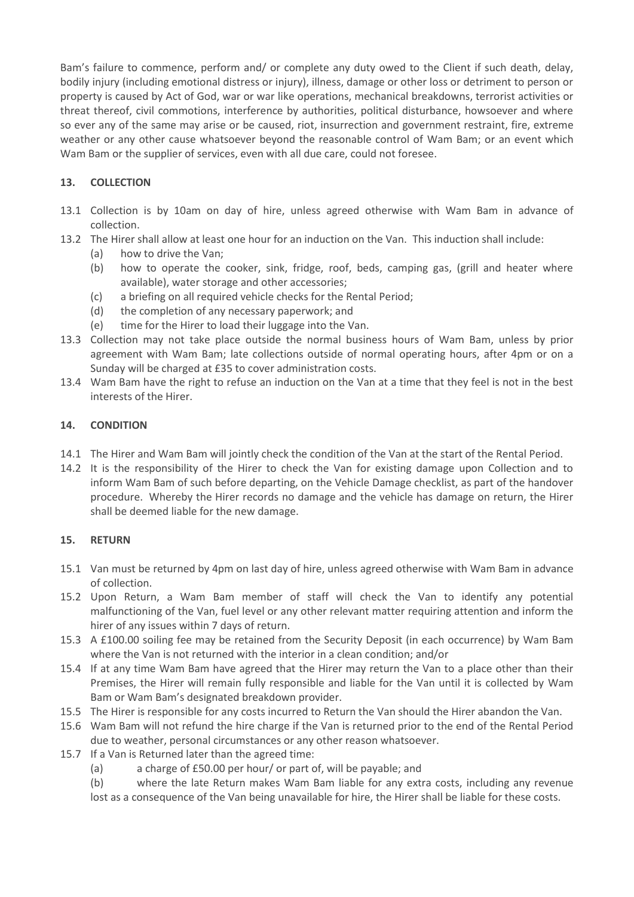Bam's failure to commence, perform and/ or complete any duty owed to the Client if such death, delay, bodily injury (including emotional distress or injury), illness, damage or other loss or detriment to person or property is caused by Act of God, war or war like operations, mechanical breakdowns, terrorist activities or threat thereof, civil commotions, interference by authorities, political disturbance, howsoever and where so ever any of the same may arise or be caused, riot, insurrection and government restraint, fire, extreme weather or any other cause whatsoever beyond the reasonable control of Wam Bam; or an event which Wam Bam or the supplier of services, even with all due care, could not foresee.

## 13. COLLECTION

13.1 Collection is by 10am on day of hire, unless agreed otherwise with Wam Bam in advance of collection.

13.2 The Hirer shall allow at least one hour for an induction on the Van. This induction shall include:

- (a) how to drive the Van;
- (b) how to operate the cooker, sink, fridge, roof, beds, camping gas, (grill and heater where available), water storage and other accessories;
- (c) a briefing on all required vehicle checks for the Rental Period;
- (d) the completion of any necessary paperwork; and
- (e) time for the Hirer to load their luggage into the Van.

13.3 Collection may not take place outside the normal business hours of Wam Bam, unless by prior agreement with Wam Bam; late collections outside of normal operating hours, after 4pm or on a Sunday will be charged at £35 to cover administration costs.

13.4 Wam Bam have the right to refuse an induction on the Van at a time that they feel is not in the best interests of the Hirer.

## 14. CONDITION

14.1 The Hirer and Wam Bam will jointly check the condition of the Van at the start of the Rental Period.

14.2 It is the responsibility of the Hirer to check the Van for existing damage upon Collection and to inform Wam Bam of such before departing, on the Vehicle Damage checklist, as part of the handover procedure. Whereby the Hirer records no damage and the vehicle has damage on return, the Hirer shall be deemed liable for the new damage.

## 15. RETURN

15.1 Van must be returned by 4pm on last day of hire, unless agreed otherwise with Wam Bam in advance of collection.

15.2 Upon Return, a Wam Bam member of staff will check the Van to identify any potential malfunctioning of the Van, fuel level or any other relevant matter requiring attention and inform the hirer of any issues within 7 days of return.

15.3 A £100.00 soiling fee may be retained from the Security Deposit (in each occurrence) by Wam Bam where the Van is not returned with the interior in a clean condition; and/or

15.4 If at any time Wam Bam have agreed that the Hirer may return the Van to a place other than their Premises, the Hirer will remain fully responsible and liable for the Van until it is collected by Wam Bam or Wam Bam's designated breakdown provider.

15.5 The Hirer is responsible for any costs incurred to Return the Van should the Hirer abandon the Van.

15.6 Wam Bam will not refund the hire charge if the Van is returned prior to the end of the Rental Period due to weather, personal circumstances or any other reason whatsoever.

15.7 If a Van is Returned later than the agreed time:

- (a) a charge of £50.00 per hour/ or part of, will be payable; and
- (b) where the late Return makes Wam Bam liable for any extra costs, including any revenue lost as a consequence of the Van being unavailable for hire, the Hirer shall be liable for these costs.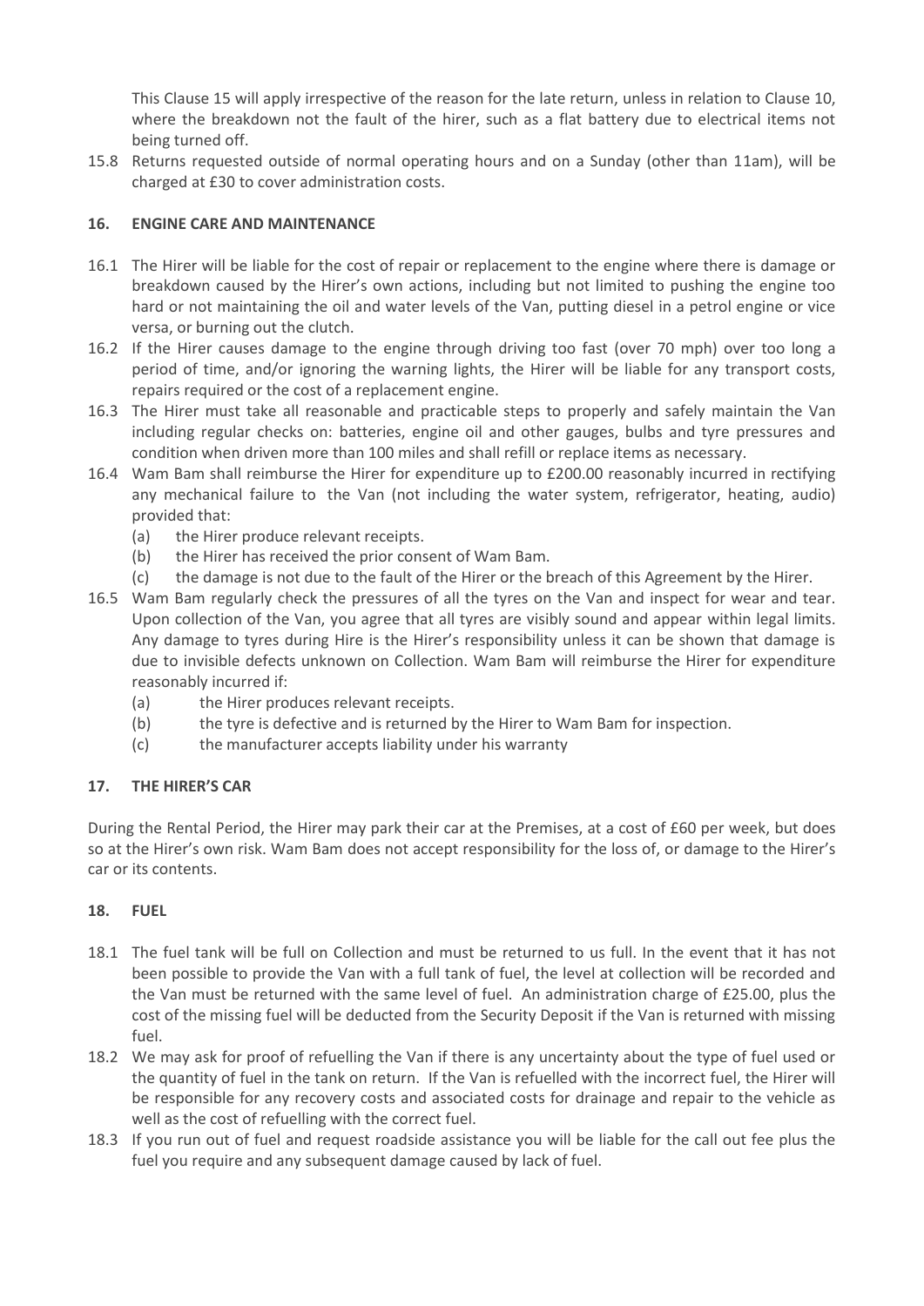This Clause 15 will apply irrespective of the reason for the late return, unless in relation to Clause 10, where the breakdown not the fault of the hirer, such as a flat battery due to electrical items not being turned off.

15.8 Returns requested outside of normal operating hours and on a Sunday (other than 11am), will be charged at £30 to cover administration costs.

## 16. ENGINE CARE AND MAINTENANCE

16.1 The Hirer will be liable for the cost of repair or replacement to the engine where there is damage or breakdown caused by the Hirer's own actions, including but not limited to pushing the engine too hard or not maintaining the oil and water levels of the Van, putting diesel in a petrol engine or vice versa, or burning out the clutch.

16.2 If the Hirer causes damage to the engine through driving too fast (over 70 mph) over too long a period of time, and/or ignoring the warning lights, the Hirer will be liable for any transport costs, repairs required or the cost of a replacement engine.

16.3 The Hirer must take all reasonable and practicable steps to properly and safely maintain the Van including regular checks on: batteries, engine oil and other gauges, bulbs and tyre pressures and condition when driven more than 100 miles and shall refill or replace items as necessary.

16.4 Wam Bam shall reimburse the Hirer for expenditure up to £200.00 reasonably incurred in rectifying any mechanical failure to the Van (not including the water system, refrigerator, heating, audio) provided that:

(a) the Hirer produce relevant receipts.
(b) the Hirer has received the prior consent of Wam Bam.
(c) the damage is not due to the fault of the Hirer or the breach of this Agreement by the Hirer.

16.5 Wam Bam regularly check the pressures of all the tyres on the Van and inspect for wear and tear. Upon collection of the Van, you agree that all tyres are visibly sound and appear within legal limits. Any damage to tyres during Hire is the Hirer's responsibility unless it can be shown that damage is due to invisible defects unknown on Collection. Wam Bam will reimburse the Hirer for expenditure reasonably incurred if:

(a) the Hirer produces relevant receipts.
(b) the tyre is defective and is returned by the Hirer to Wam Bam for inspection.
(c) the manufacturer accepts liability under his warranty

## 17. THE HIRER'S CAR

During the Rental Period, the Hirer may park their car at the Premises, at a cost of £60 per week, but does so at the Hirer's own risk. Wam Bam does not accept responsibility for the loss of, or damage to the Hirer's car or its contents.

## 18. FUEL

18.1 The fuel tank will be full on Collection and must be returned to us full. In the event that it has not been possible to provide the Van with a full tank of fuel, the level at collection will be recorded and the Van must be returned with the same level of fuel. An administration charge of £25.00, plus the cost of the missing fuel will be deducted from the Security Deposit if the Van is returned with missing fuel.

18.2 We may ask for proof of refuelling the Van if there is any uncertainty about the type of fuel used or the quantity of fuel in the tank on return. If the Van is refuelled with the incorrect fuel, the Hirer will be responsible for any recovery costs and associated costs for drainage and repair to the vehicle as well as the cost of refuelling with the correct fuel.

18.3 If you run out of fuel and request roadside assistance you will be liable for the call out fee plus the fuel you require and any subsequent damage caused by lack of fuel.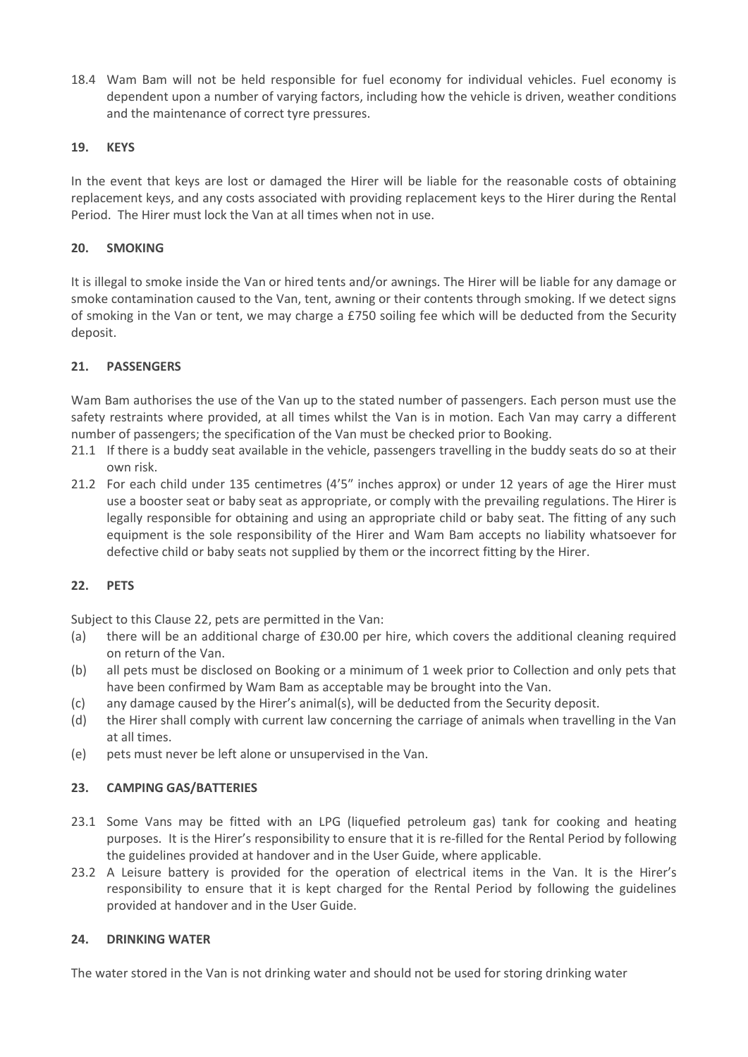18.4 Wam Bam will not be held responsible for fuel economy for individual vehicles. Fuel economy is dependent upon a number of varying factors, including how the vehicle is driven, weather conditions and the maintenance of correct tyre pressures.

## 19. KEYS

In the event that keys are lost or damaged the Hirer will be liable for the reasonable costs of obtaining replacement keys, and any costs associated with providing replacement keys to the Hirer during the Rental Period. The Hirer must lock the Van at all times when not in use.

## 20. SMOKING

It is illegal to smoke inside the Van or hired tents and/or awnings. The Hirer will be liable for any damage or smoke contamination caused to the Van, tent, awning or their contents through smoking. If we detect signs of smoking in the Van or tent, we may charge a £750 soiling fee which will be deducted from the Security deposit.

## 21. PASSENGERS

Wam Bam authorises the use of the Van up to the stated number of passengers. Each person must use the safety restraints where provided, at all times whilst the Van is in motion. Each Van may carry a different number of passengers; the specification of the Van must be checked prior to Booking.

21.1 If there is a buddy seat available in the vehicle, passengers travelling in the buddy seats do so at their own risk.

21.2 For each child under 135 centimetres (4'5" inches approx) or under 12 years of age the Hirer must use a booster seat or baby seat as appropriate, or comply with the prevailing regulations. The Hirer is legally responsible for obtaining and using an appropriate child or baby seat. The fitting of any such equipment is the sole responsibility of the Hirer and Wam Bam accepts no liability whatsoever for defective child or baby seats not supplied by them or the incorrect fitting by the Hirer.

## 22. PETS

Subject to this Clause 22, pets are permitted in the Van:

(a) there will be an additional charge of £30.00 per hire, which covers the additional cleaning required on return of the Van.

(b) all pets must be disclosed on Booking or a minimum of 1 week prior to Collection and only pets that have been confirmed by Wam Bam as acceptable may be brought into the Van.

(c) any damage caused by the Hirer's animal(s), will be deducted from the Security deposit.

(d) the Hirer shall comply with current law concerning the carriage of animals when travelling in the Van at all times.

(e) pets must never be left alone or unsupervised in the Van.

## 23. CAMPING GAS/BATTERIES

23.1 Some Vans may be fitted with an LPG (liquefied petroleum gas) tank for cooking and heating purposes. It is the Hirer's responsibility to ensure that it is re-filled for the Rental Period by following the guidelines provided at handover and in the User Guide, where applicable.

23.2 A Leisure battery is provided for the operation of electrical items in the Van. It is the Hirer's responsibility to ensure that it is kept charged for the Rental Period by following the guidelines provided at handover and in the User Guide.

## 24. DRINKING WATER

The water stored in the Van is not drinking water and should not be used for storing drinking water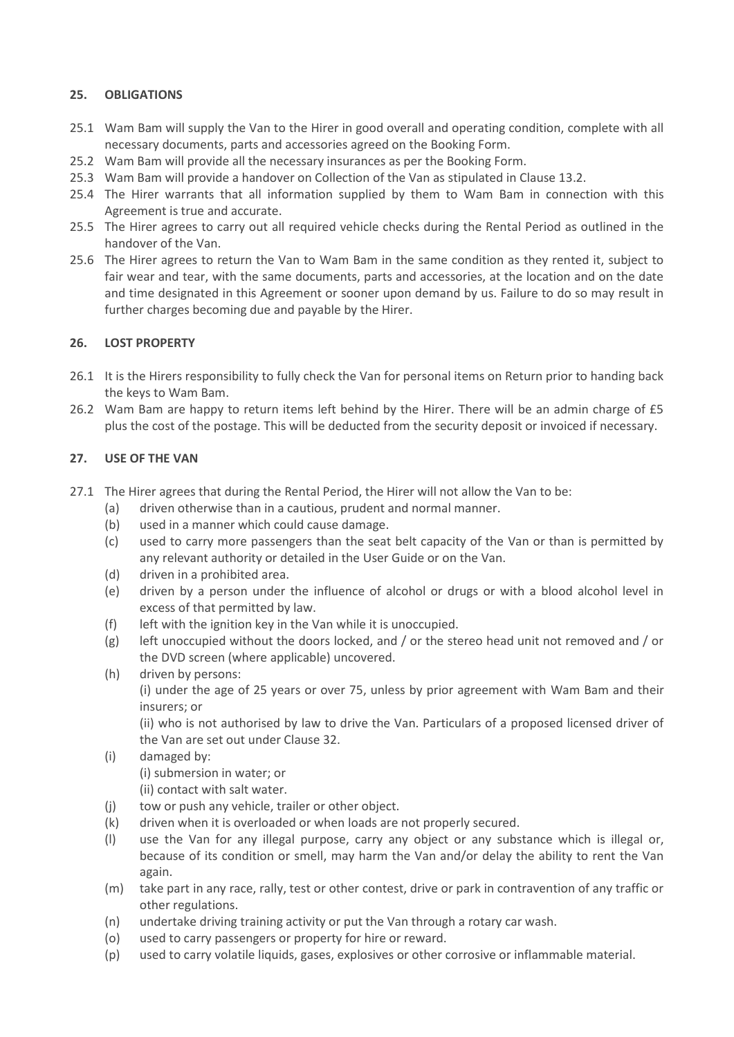## 25. OBLIGATIONS

25.1 Wam Bam will supply the Van to the Hirer in good overall and operating condition, complete with all necessary documents, parts and accessories agreed on the Booking Form.

25.2 Wam Bam will provide all the necessary insurances as per the Booking Form.

25.3 Wam Bam will provide a handover on Collection of the Van as stipulated in Clause 13.2.

25.4 The Hirer warrants that all information supplied by them to Wam Bam in connection with this Agreement is true and accurate.

25.5 The Hirer agrees to carry out all required vehicle checks during the Rental Period as outlined in the handover of the Van.

25.6 The Hirer agrees to return the Van to Wam Bam in the same condition as they rented it, subject to fair wear and tear, with the same documents, parts and accessories, at the location and on the date and time designated in this Agreement or sooner upon demand by us. Failure to do so may result in further charges becoming due and payable by the Hirer.

## 26. LOST PROPERTY

26.1 It is the Hirers responsibility to fully check the Van for personal items on Return prior to handing back the keys to Wam Bam.

26.2 Wam Bam are happy to return items left behind by the Hirer. There will be an admin charge of £5 plus the cost of the postage. This will be deducted from the security deposit or invoiced if necessary.

## 27. USE OF THE VAN

27.1 The Hirer agrees that during the Rental Period, the Hirer will not allow the Van to be:

- (a) driven otherwise than in a cautious, prudent and normal manner.
- (b) used in a manner which could cause damage.
- (c) used to carry more passengers than the seat belt capacity of the Van or than is permitted by any relevant authority or detailed in the User Guide or on the Van.
- (d) driven in a prohibited area.
- (e) driven by a person under the influence of alcohol or drugs or with a blood alcohol level in excess of that permitted by law.
- (f) left with the ignition key in the Van while it is unoccupied.
- (g) left unoccupied without the doors locked, and / or the stereo head unit not removed and / or the DVD screen (where applicable) uncovered.
- (h) driven by persons:

  (i) under the age of 25 years or over 75, unless by prior agreement with Wam Bam and their insurers; or

  (ii) who is not authorised by law to drive the Van. Particulars of a proposed licensed driver of the Van are set out under Clause 32.
- (i) damaged by:

  (i) submersion in water; or

  (ii) contact with salt water.
- (j) tow or push any vehicle, trailer or other object.
- (k) driven when it is overloaded or when loads are not properly secured.
- (l) use the Van for any illegal purpose, carry any object or any substance which is illegal or, because of its condition or smell, may harm the Van and/or delay the ability to rent the Van again.
- (m) take part in any race, rally, test or other contest, drive or park in contravention of any traffic or other regulations.
- (n) undertake driving training activity or put the Van through a rotary car wash.
- (o) used to carry passengers or property for hire or reward.
- (p) used to carry volatile liquids, gases, explosives or other corrosive or inflammable material.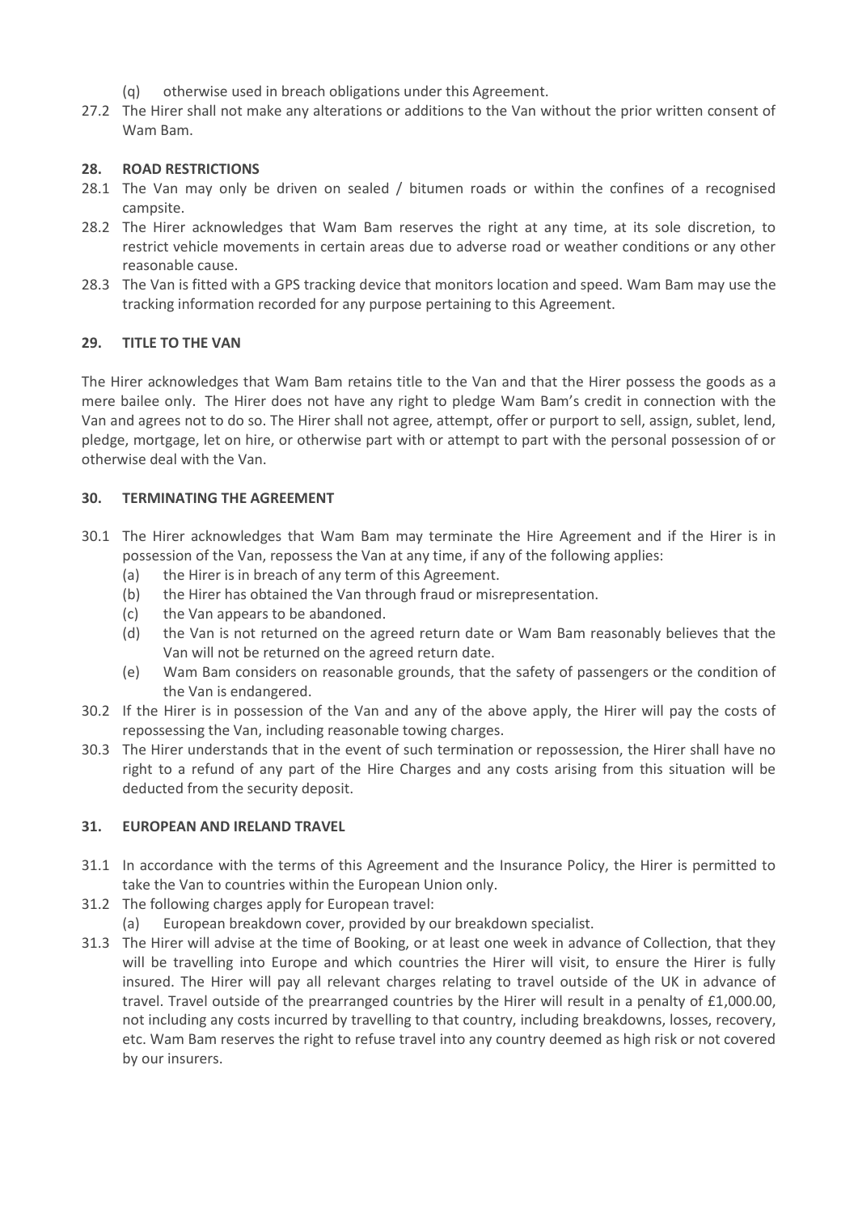(q) otherwise used in breach obligations under this Agreement.

27.2 The Hirer shall not make any alterations or additions to the Van without the prior written consent of Wam Bam.

## 28. ROAD RESTRICTIONS

28.1 The Van may only be driven on sealed / bitumen roads or within the confines of a recognised campsite.

28.2 The Hirer acknowledges that Wam Bam reserves the right at any time, at its sole discretion, to restrict vehicle movements in certain areas due to adverse road or weather conditions or any other reasonable cause.

28.3 The Van is fitted with a GPS tracking device that monitors location and speed. Wam Bam may use the tracking information recorded for any purpose pertaining to this Agreement.

## 29. TITLE TO THE VAN

The Hirer acknowledges that Wam Bam retains title to the Van and that the Hirer possess the goods as a mere bailee only. The Hirer does not have any right to pledge Wam Bam's credit in connection with the Van and agrees not to do so. The Hirer shall not agree, attempt, offer or purport to sell, assign, sublet, lend, pledge, mortgage, let on hire, or otherwise part with or attempt to part with the personal possession of or otherwise deal with the Van.

## 30. TERMINATING THE AGREEMENT

30.1 The Hirer acknowledges that Wam Bam may terminate the Hire Agreement and if the Hirer is in possession of the Van, repossess the Van at any time, if any of the following applies:

- (a) the Hirer is in breach of any term of this Agreement.
- (b) the Hirer has obtained the Van through fraud or misrepresentation.
- (c) the Van appears to be abandoned.
- (d) the Van is not returned on the agreed return date or Wam Bam reasonably believes that the Van will not be returned on the agreed return date.
- (e) Wam Bam considers on reasonable grounds, that the safety of passengers or the condition of the Van is endangered.

30.2 If the Hirer is in possession of the Van and any of the above apply, the Hirer will pay the costs of repossessing the Van, including reasonable towing charges.

30.3 The Hirer understands that in the event of such termination or repossession, the Hirer shall have no right to a refund of any part of the Hire Charges and any costs arising from this situation will be deducted from the security deposit.

## 31. EUROPEAN AND IRELAND TRAVEL

31.1 In accordance with the terms of this Agreement and the Insurance Policy, the Hirer is permitted to take the Van to countries within the European Union only.

31.2 The following charges apply for European travel:

- (a) European breakdown cover, provided by our breakdown specialist.

31.3 The Hirer will advise at the time of Booking, or at least one week in advance of Collection, that they will be travelling into Europe and which countries the Hirer will visit, to ensure the Hirer is fully insured. The Hirer will pay all relevant charges relating to travel outside of the UK in advance of travel. Travel outside of the prearranged countries by the Hirer will result in a penalty of £1,000.00, not including any costs incurred by travelling to that country, including breakdowns, losses, recovery, etc. Wam Bam reserves the right to refuse travel into any country deemed as high risk or not covered by our insurers.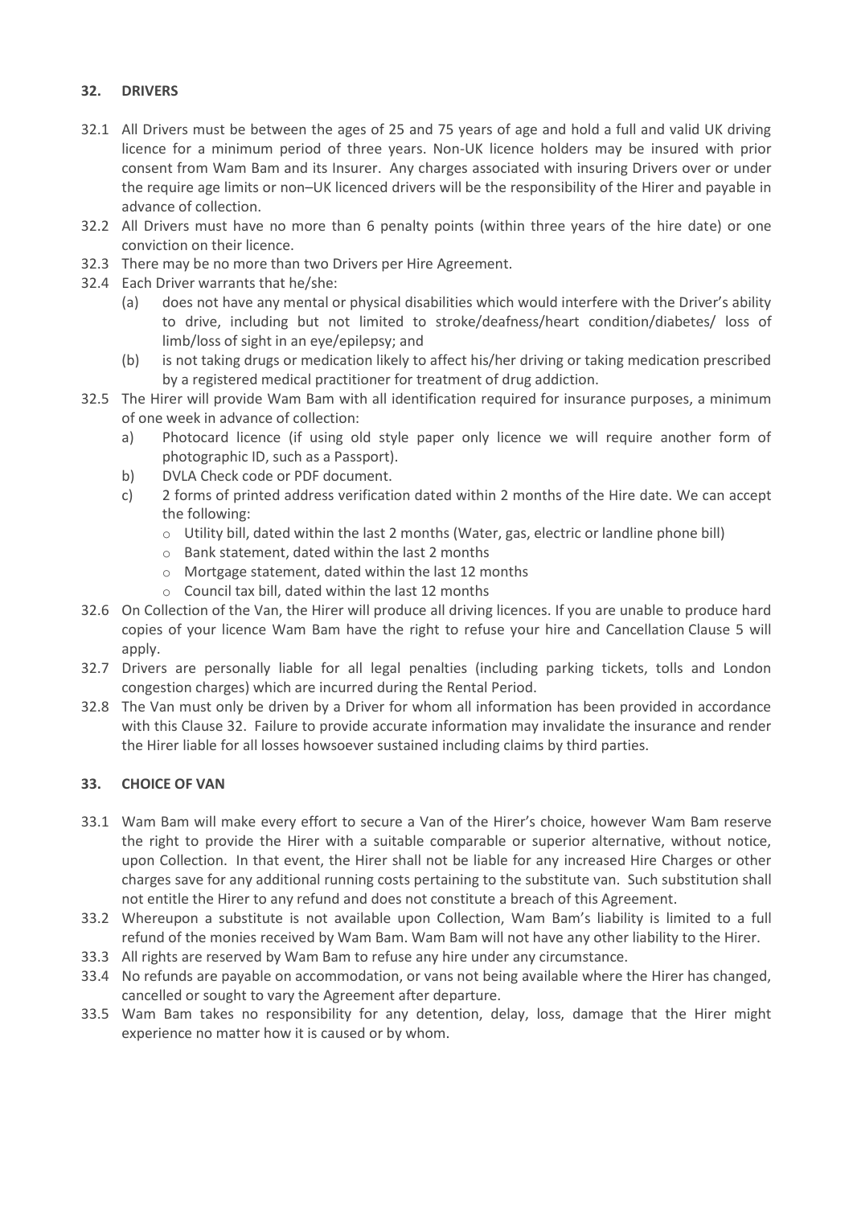## 32. DRIVERS

32.1 All Drivers must be between the ages of 25 and 75 years of age and hold a full and valid UK driving licence for a minimum period of three years. Non-UK licence holders may be insured with prior consent from Wam Bam and its Insurer. Any charges associated with insuring Drivers over or under the require age limits or non–UK licenced drivers will be the responsibility of the Hirer and payable in advance of collection.

32.2 All Drivers must have no more than 6 penalty points (within three years of the hire date) or one conviction on their licence.

32.3 There may be no more than two Drivers per Hire Agreement.

32.4 Each Driver warrants that he/she:

- (a) does not have any mental or physical disabilities which would interfere with the Driver's ability to drive, including but not limited to stroke/deafness/heart condition/diabetes/ loss of limb/loss of sight in an eye/epilepsy; and
- (b) is not taking drugs or medication likely to affect his/her driving or taking medication prescribed by a registered medical practitioner for treatment of drug addiction.

32.5 The Hirer will provide Wam Bam with all identification required for insurance purposes, a minimum of one week in advance of collection:

- a) Photocard licence (if using old style paper only licence we will require another form of photographic ID, such as a Passport).
- b) DVLA Check code or PDF document.
- c) 2 forms of printed address verification dated within 2 months of the Hire date. We can accept the following:
  - Utility bill, dated within the last 2 months (Water, gas, electric or landline phone bill)
  - Bank statement, dated within the last 2 months
  - Mortgage statement, dated within the last 12 months
  - Council tax bill, dated within the last 12 months

32.6 On Collection of the Van, the Hirer will produce all driving licences. If you are unable to produce hard copies of your licence Wam Bam have the right to refuse your hire and Cancellation Clause 5 will apply.

32.7 Drivers are personally liable for all legal penalties (including parking tickets, tolls and London congestion charges) which are incurred during the Rental Period.

32.8 The Van must only be driven by a Driver for whom all information has been provided in accordance with this Clause 32. Failure to provide accurate information may invalidate the insurance and render the Hirer liable for all losses howsoever sustained including claims by third parties.

## 33. CHOICE OF VAN

33.1 Wam Bam will make every effort to secure a Van of the Hirer's choice, however Wam Bam reserve the right to provide the Hirer with a suitable comparable or superior alternative, without notice, upon Collection. In that event, the Hirer shall not be liable for any increased Hire Charges or other charges save for any additional running costs pertaining to the substitute van. Such substitution shall not entitle the Hirer to any refund and does not constitute a breach of this Agreement.

33.2 Whereupon a substitute is not available upon Collection, Wam Bam's liability is limited to a full refund of the monies received by Wam Bam. Wam Bam will not have any other liability to the Hirer.

33.3 All rights are reserved by Wam Bam to refuse any hire under any circumstance.

33.4 No refunds are payable on accommodation, or vans not being available where the Hirer has changed, cancelled or sought to vary the Agreement after departure.

33.5 Wam Bam takes no responsibility for any detention, delay, loss, damage that the Hirer might experience no matter how it is caused or by whom.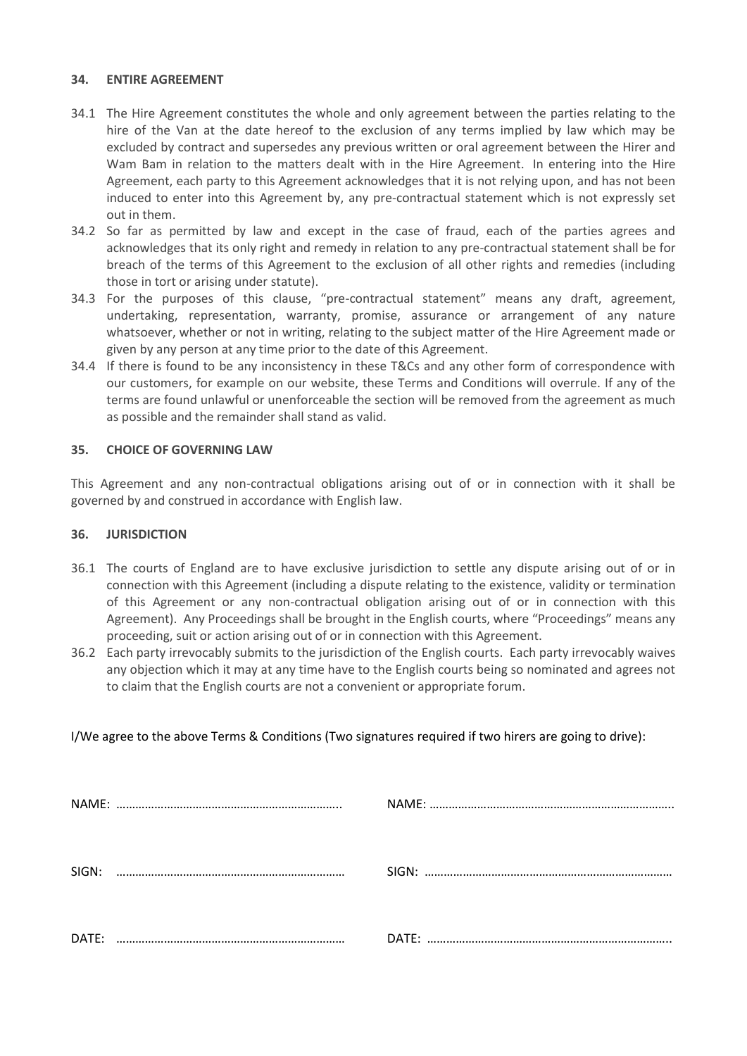### 34. ENTIRE AGREEMENT

34.1 The Hire Agreement constitutes the whole and only agreement between the parties relating to the hire of the Van at the date hereof to the exclusion of any terms implied by law which may be excluded by contract and supersedes any previous written or oral agreement between the Hirer and Wam Bam in relation to the matters dealt with in the Hire Agreement. In entering into the Hire Agreement, each party to this Agreement acknowledges that it is not relying upon, and has not been induced to enter into this Agreement by, any pre-contractual statement which is not expressly set out in them.

34.2 So far as permitted by law and except in the case of fraud, each of the parties agrees and acknowledges that its only right and remedy in relation to any pre-contractual statement shall be for breach of the terms of this Agreement to the exclusion of all other rights and remedies (including those in tort or arising under statute).

34.3 For the purposes of this clause, "pre-contractual statement" means any draft, agreement, undertaking, representation, warranty, promise, assurance or arrangement of any nature whatsoever, whether or not in writing, relating to the subject matter of the Hire Agreement made or given by any person at any time prior to the date of this Agreement.

34.4 If there is found to be any inconsistency in these T&Cs and any other form of correspondence with our customers, for example on our website, these Terms and Conditions will overrule. If any of the terms are found unlawful or unenforceable the section will be removed from the agreement as much as possible and the remainder shall stand as valid.

### 35. CHOICE OF GOVERNING LAW

This Agreement and any non-contractual obligations arising out of or in connection with it shall be governed by and construed in accordance with English law.

### 36. JURISDICTION

36.1 The courts of England are to have exclusive jurisdiction to settle any dispute arising out of or in connection with this Agreement (including a dispute relating to the existence, validity or termination of this Agreement or any non-contractual obligation arising out of or in connection with this Agreement). Any Proceedings shall be brought in the English courts, where "Proceedings" means any proceeding, suit or action arising out of or in connection with this Agreement.

36.2 Each party irrevocably submits to the jurisdiction of the English courts. Each party irrevocably waives any objection which it may at any time have to the English courts being so nominated and agrees not to claim that the English courts are not a convenient or appropriate forum.

I/We agree to the above Terms & Conditions (Two signatures required if two hirers are going to drive):

NAME: ………………………………………………………….. NAME: ………………………………………………………………..

SIGN: ……………………………………………………………… SIGN: …………………………………………………………………

DATE: ……………………………………………………………… DATE: ………………………………………………………………..